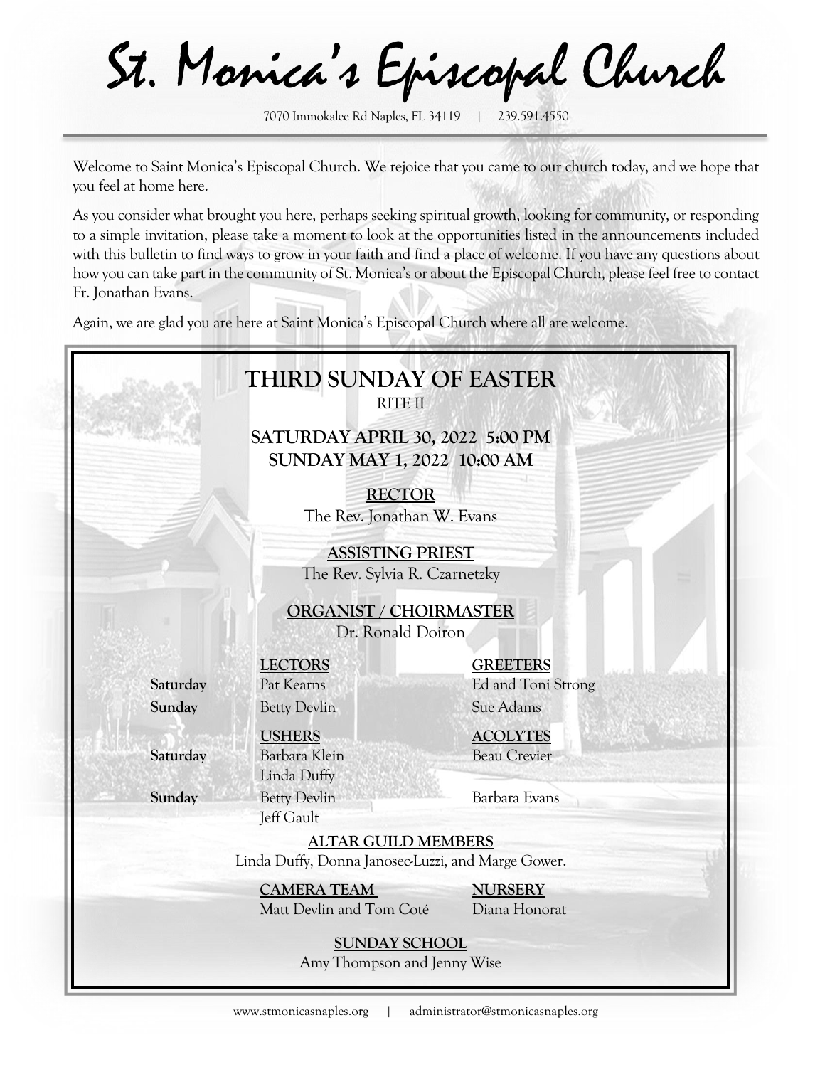# St. Monica's Episcopal Church

7070 Immokalee Rd Naples, FL 34119 | 239.591.4550

Welcome to Saint Monica's Episcopal Church. We rejoice that you came to our church today, and we hope that you feel at home here.

As you consider what brought you here, perhaps seeking spiritual growth, looking for community, or responding to a simple invitation, please take a moment to look at the opportunities listed in the announcements included with this bulletin to find ways to grow in your faith and find a place of welcome. If you have any questions about how you can take part in the community of St. Monica's or about the Episcopal Church, please feel free to contact Fr. Jonathan Evans.

Again, we are glad you are here at Saint Monica's Episcopal Church where all are welcome.

## THIRD SUNDAY OF EASTER

RITE II

**SATURDAY APRIL 30, 2022 5:00 PM**
**SUNDAY MAY 1, 2022 10:00 AM**

**RECTOR**
The Rev. Jonathan W. Evans

**ASSISTING PRIEST**
The Rev. Sylvia R. Czarnetzky

**ORGANIST / CHOIRMASTER**
Dr. Ronald Doiron

| | LECTORS | GREETERS |
|---|---|---|
| **Saturday** | Pat Kearns | Ed and Toni Strong |
| **Sunday** | Betty Devlin | Sue Adams |

| | USHERS | ACOLYTES |
|---|---|---|
| **Saturday** | Barbara Klein, Linda Duffy | Beau Crevier |
| **Sunday** | Betty Devlin, Jeff Gault | Barbara Evans |

**ALTAR GUILD MEMBERS**
Linda Duffy, Donna Janosec-Luzzi, and Marge Gower.

**CAMERA TEAM**
Matt Devlin and Tom Coté

**NURSERY**
Diana Honorat

**SUNDAY SCHOOL**
Amy Thompson and Jenny Wise

www.stmonicasnaples.org | administrator@stmonicasnaples.org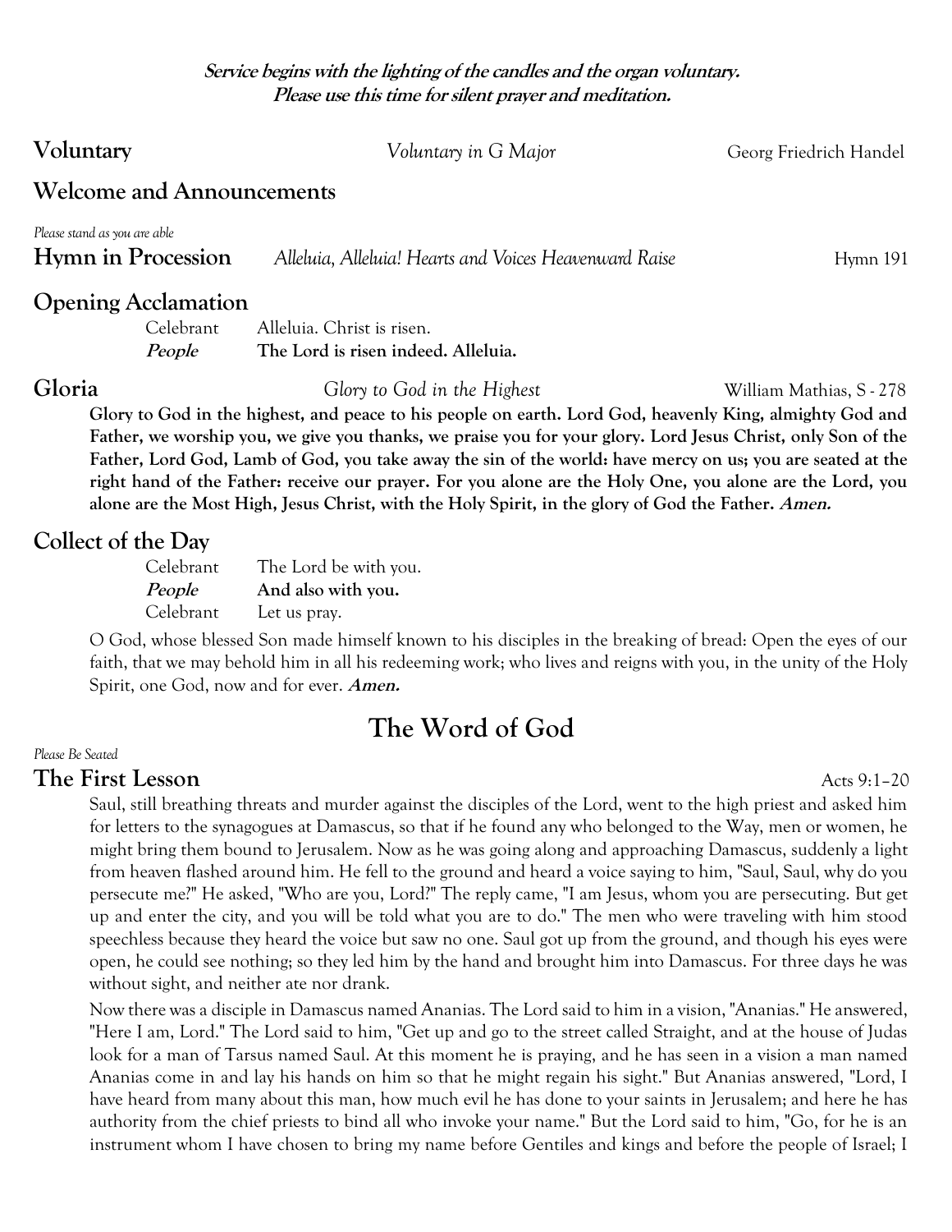**_Service begins with the lighting of the candles and the organ voluntary._**
**_Please use this time for silent prayer and meditation._**

## Voluntary

*Voluntary in G Major* — Georg Friedrich Handel

## Welcome and Announcements

*Please stand as you are able*

## Hymn in Procession

*Alleluia, Alleluia! Hearts and Voices Heavenward Raise* — Hymn 191

## Opening Acclamation

Celebrant: Alleluia. Christ is risen.
***People*** **The Lord is risen indeed. Alleluia.**

## Gloria

*Glory to God in the Highest* — William Mathias, S - 278

**Glory to God in the highest, and peace to his people on earth. Lord God, heavenly King, almighty God and Father, we worship you, we give you thanks, we praise you for your glory. Lord Jesus Christ, only Son of the Father, Lord God, Lamb of God, you take away the sin of the world: have mercy on us; you are seated at the right hand of the Father: receive our prayer. For you alone are the Holy One, you alone are the Lord, you alone are the Most High, Jesus Christ, with the Holy Spirit, in the glory of God the Father. *Amen.***

## Collect of the Day

Celebrant: The Lord be with you.
***People*** **And also with you.**
Celebrant: Let us pray.

O God, whose blessed Son made himself known to his disciples in the breaking of bread: Open the eyes of our faith, that we may behold him in all his redeeming work; who lives and reigns with you, in the unity of the Holy Spirit, one God, now and for ever. ***Amen.***

# The Word of God

*Please Be Seated*

## The First Lesson

Acts 9:1–20

Saul, still breathing threats and murder against the disciples of the Lord, went to the high priest and asked him for letters to the synagogues at Damascus, so that if he found any who belonged to the Way, men or women, he might bring them bound to Jerusalem. Now as he was going along and approaching Damascus, suddenly a light from heaven flashed around him. He fell to the ground and heard a voice saying to him, "Saul, Saul, why do you persecute me?" He asked, "Who are you, Lord?" The reply came, "I am Jesus, whom you are persecuting. But get up and enter the city, and you will be told what you are to do." The men who were traveling with him stood speechless because they heard the voice but saw no one. Saul got up from the ground, and though his eyes were open, he could see nothing; so they led him by the hand and brought him into Damascus. For three days he was without sight, and neither ate nor drank.

Now there was a disciple in Damascus named Ananias. The Lord said to him in a vision, "Ananias." He answered, "Here I am, Lord." The Lord said to him, "Get up and go to the street called Straight, and at the house of Judas look for a man of Tarsus named Saul. At this moment he is praying, and he has seen in a vision a man named Ananias come in and lay his hands on him so that he might regain his sight." But Ananias answered, "Lord, I have heard from many about this man, how much evil he has done to your saints in Jerusalem; and here he has authority from the chief priests to bind all who invoke your name." But the Lord said to him, "Go, for he is an instrument whom I have chosen to bring my name before Gentiles and kings and before the people of Israel; I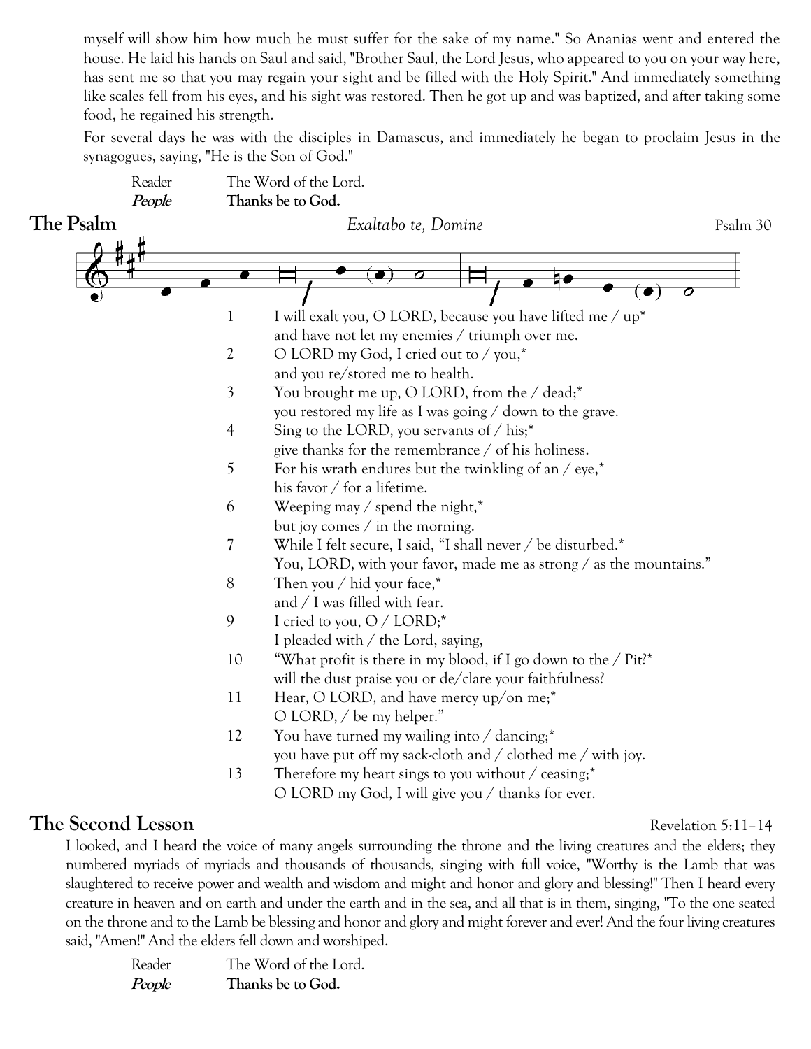myself will show him how much he must suffer for the sake of my name." So Ananias went and entered the house. He laid his hands on Saul and said, "Brother Saul, the Lord Jesus, who appeared to you on your way here, has sent me so that you may regain your sight and be filled with the Holy Spirit." And immediately something like scales fell from his eyes, and his sight was restored. Then he got up and was baptized, and after taking some food, he regained his strength.

For several days he was with the disciples in Damascus, and immediately he began to proclaim Jesus in the synagogues, saying, "He is the Son of God."

Reader The Word of the Lord.
***People*** **Thanks be to God.**

## The Psalm

*Exaltabo te, Domine* — Psalm 30

1 I will exalt you, O LORD, because you have lifted me / up*
and have not let my enemies / triumph over me.

2 O LORD my God, I cried out to / you,*
and you re/stored me to health.

3 You brought me up, O LORD, from the / dead;*
you restored my life as I was going / down to the grave.

4 Sing to the LORD, you servants of / his;*
give thanks for the remembrance / of his holiness.

5 For his wrath endures but the twinkling of an / eye,*
his favor / for a lifetime.

6 Weeping may / spend the night,*
but joy comes / in the morning.

7 While I felt secure, I said, "I shall never / be disturbed.*
You, LORD, with your favor, made me as strong / as the mountains."

8 Then you / hid your face,*
and / I was filled with fear.

9 I cried to you, O / LORD;*
I pleaded with / the Lord, saying,

10 "What profit is there in my blood, if I go down to the / Pit?*
will the dust praise you or de/clare your faithfulness?

11 Hear, O LORD, and have mercy up/on me;*
O LORD, / be my helper."

12 You have turned my wailing into / dancing;*
you have put off my sack-cloth and / clothed me / with joy.

13 Therefore my heart sings to you without / ceasing;*
O LORD my God, I will give you / thanks for ever.

## The Second Lesson

Revelation 5:11–14

I looked, and I heard the voice of many angels surrounding the throne and the living creatures and the elders; they numbered myriads of myriads and thousands of thousands, singing with full voice, "Worthy is the Lamb that was slaughtered to receive power and wealth and wisdom and might and honor and glory and blessing!" Then I heard every creature in heaven and on earth and under the earth and in the sea, and all that is in them, singing, "To the one seated on the throne and to the Lamb be blessing and honor and glory and might forever and ever! And the four living creatures said, "Amen!" And the elders fell down and worshiped.

Reader The Word of the Lord.
***People*** **Thanks be to God.**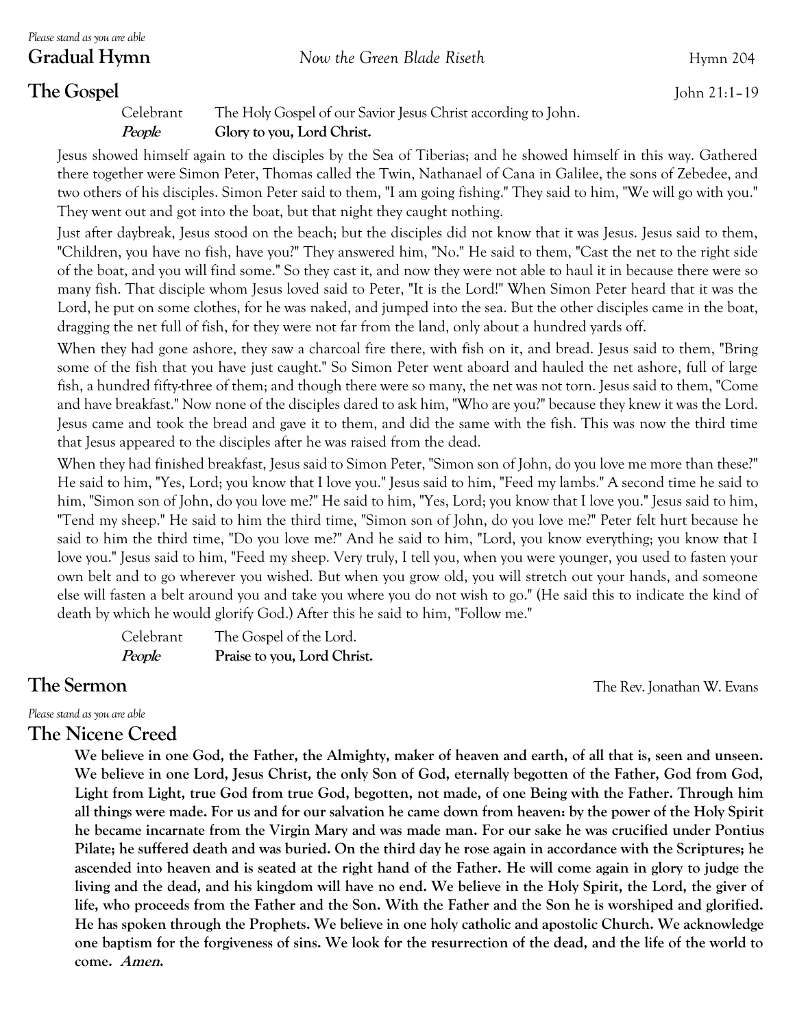*Please stand as you are able*

## Gradual Hymn — *Now the Green Blade Riseth* — Hymn 204

## The Gospel — John 21:1–19

Celebrant The Holy Gospel of our Savior Jesus Christ according to John.
***People*** **Glory to you, Lord Christ.**

Jesus showed himself again to the disciples by the Sea of Tiberias; and he showed himself in this way. Gathered there together were Simon Peter, Thomas called the Twin, Nathanael of Cana in Galilee, the sons of Zebedee, and two others of his disciples. Simon Peter said to them, "I am going fishing." They said to him, "We will go with you." They went out and got into the boat, but that night they caught nothing.

Just after daybreak, Jesus stood on the beach; but the disciples did not know that it was Jesus. Jesus said to them, "Children, you have no fish, have you?" They answered him, "No." He said to them, "Cast the net to the right side of the boat, and you will find some." So they cast it, and now they were not able to haul it in because there were so many fish. That disciple whom Jesus loved said to Peter, "It is the Lord!" When Simon Peter heard that it was the Lord, he put on some clothes, for he was naked, and jumped into the sea. But the other disciples came in the boat, dragging the net full of fish, for they were not far from the land, only about a hundred yards off.

When they had gone ashore, they saw a charcoal fire there, with fish on it, and bread. Jesus said to them, "Bring some of the fish that you have just caught." So Simon Peter went aboard and hauled the net ashore, full of large fish, a hundred fifty-three of them; and though there were so many, the net was not torn. Jesus said to them, "Come and have breakfast." Now none of the disciples dared to ask him, "Who are you?" because they knew it was the Lord. Jesus came and took the bread and gave it to them, and did the same with the fish. This was now the third time that Jesus appeared to the disciples after he was raised from the dead.

When they had finished breakfast, Jesus said to Simon Peter, "Simon son of John, do you love me more than these?" He said to him, "Yes, Lord; you know that I love you." Jesus said to him, "Feed my lambs." A second time he said to him, "Simon son of John, do you love me?" He said to him, "Yes, Lord; you know that I love you." Jesus said to him, "Tend my sheep." He said to him the third time, "Simon son of John, do you love me?" Peter felt hurt because he said to him the third time, "Do you love me?" And he said to him, "Lord, you know everything; you know that I love you." Jesus said to him, "Feed my sheep. Very truly, I tell you, when you were younger, you used to fasten your own belt and to go wherever you wished. But when you grow old, you will stretch out your hands, and someone else will fasten a belt around you and take you where you do not wish to go." (He said this to indicate the kind of death by which he would glorify God.) After this he said to him, "Follow me."

Celebrant The Gospel of the Lord.
***People*** **Praise to you, Lord Christ.**

## The Sermon — The Rev. Jonathan W. Evans

*Please stand as you are able*

## The Nicene Creed

**We believe in one God, the Father, the Almighty, maker of heaven and earth, of all that is, seen and unseen. We believe in one Lord, Jesus Christ, the only Son of God, eternally begotten of the Father, God from God, Light from Light, true God from true God, begotten, not made, of one Being with the Father. Through him all things were made. For us and for our salvation he came down from heaven: by the power of the Holy Spirit he became incarnate from the Virgin Mary and was made man. For our sake he was crucified under Pontius Pilate; he suffered death and was buried. On the third day he rose again in accordance with the Scriptures; he ascended into heaven and is seated at the right hand of the Father. He will come again in glory to judge the living and the dead, and his kingdom will have no end. We believe in the Holy Spirit, the Lord, the giver of life, who proceeds from the Father and the Son. With the Father and the Son he is worshiped and glorified. He has spoken through the Prophets. We believe in one holy catholic and apostolic Church. We acknowledge one baptism for the forgiveness of sins. We look for the resurrection of the dead, and the life of the world to come. *Amen.***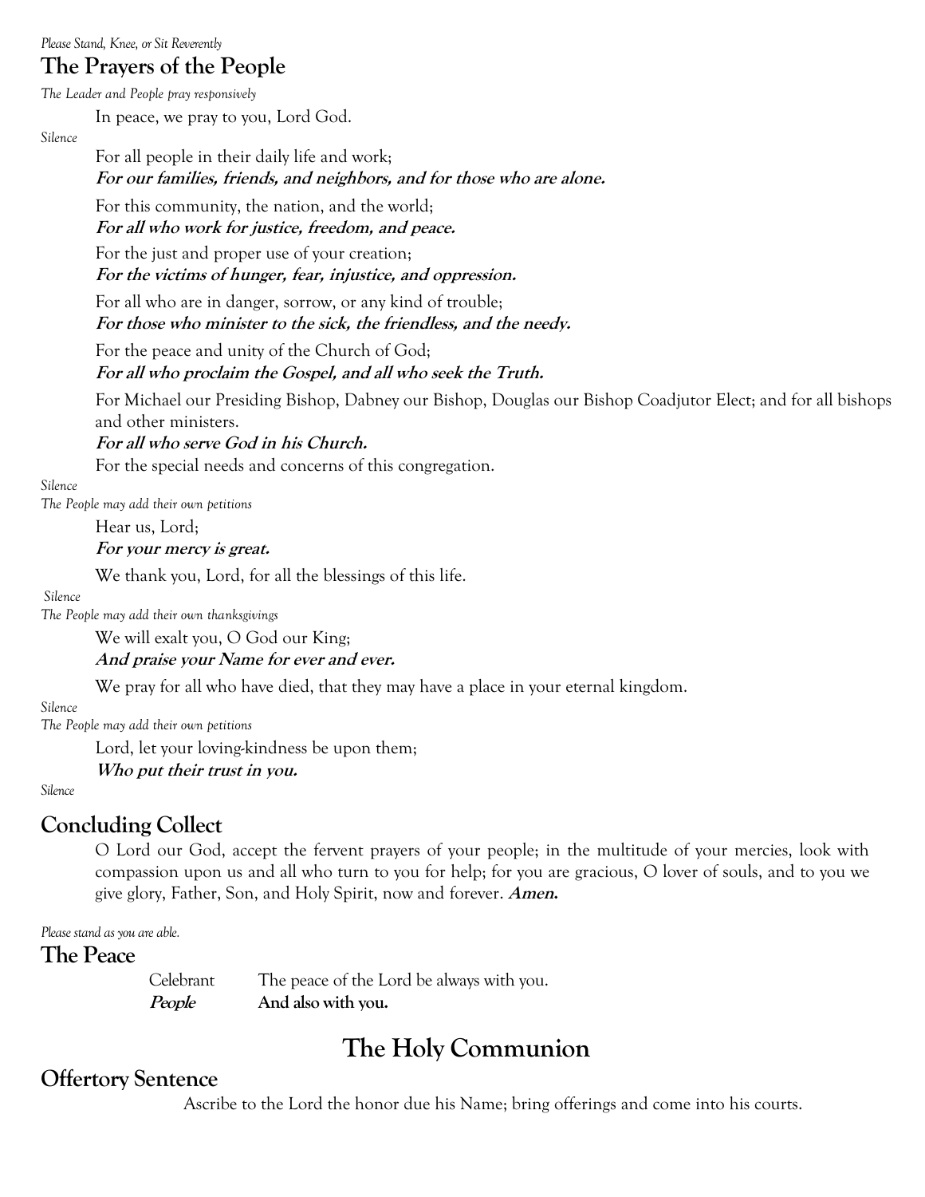*Please Stand, Knee, or Sit Reverently*

## The Prayers of the People

*The Leader and People pray responsively*

In peace, we pray to you, Lord God.

*Silence*

For all people in their daily life and work;
***For our families, friends, and neighbors, and for those who are alone.***

For this community, the nation, and the world;
***For all who work for justice, freedom, and peace.***

For the just and proper use of your creation;
***For the victims of hunger, fear, injustice, and oppression.***

For all who are in danger, sorrow, or any kind of trouble;
***For those who minister to the sick, the friendless, and the needy.***

For the peace and unity of the Church of God;
***For all who proclaim the Gospel, and all who seek the Truth.***

For Michael our Presiding Bishop, Dabney our Bishop, Douglas our Bishop Coadjutor Elect; and for all bishops and other ministers.
***For all who serve God in his Church.***

For the special needs and concerns of this congregation.

*Silence*

*The People may add their own petitions*

Hear us, Lord;
***For your mercy is great.***

We thank you, Lord, for all the blessings of this life.

*Silence*

*The People may add their own thanksgivings*

We will exalt you, O God our King;
***And praise your Name for ever and ever.***

We pray for all who have died, that they may have a place in your eternal kingdom.

*Silence*

*The People may add their own petitions*

Lord, let your loving-kindness be upon them;
***Who put their trust in you.***

*Silence*

## Concluding Collect

O Lord our God, accept the fervent prayers of your people; in the multitude of your mercies, look with compassion upon us and all who turn to you for help; for you are gracious, O lover of souls, and to you we give glory, Father, Son, and Holy Spirit, now and forever. ***Amen.***

*Please stand as you are able.*

## The Peace

Celebrant The peace of the Lord be always with you.
***People*** **And also with you.**

# The Holy Communion

## Offertory Sentence

Ascribe to the Lord the honor due his Name; bring offerings and come into his courts.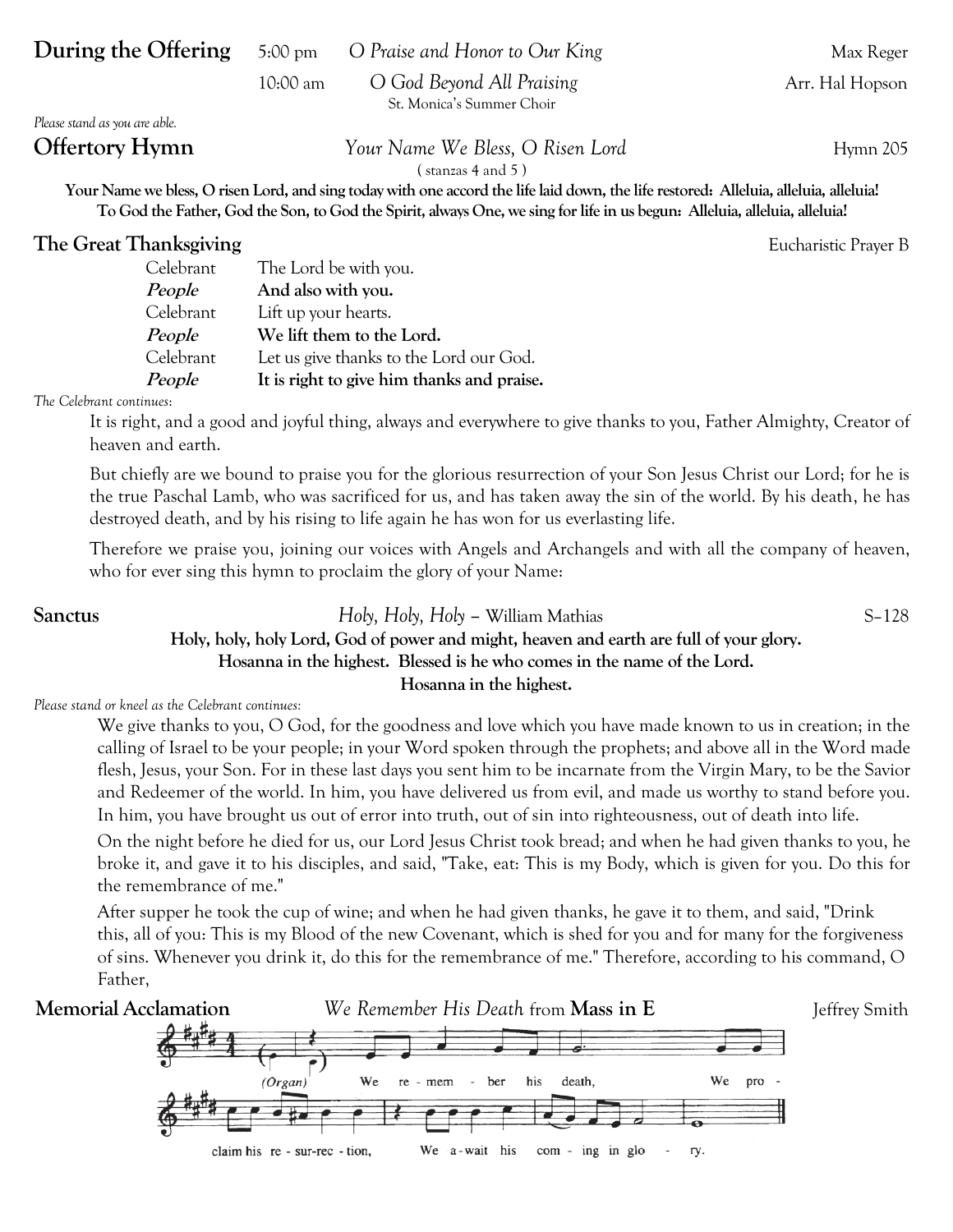**During the Offering** 5:00 pm *O Praise and Honor to Our King* Max Reger

10:00 am *O God Beyond All Praising* Arr. Hal Hopson
St. Monica's Summer Choir

*Please stand as you are able.*

## Offertory Hymn *Your Name We Bless, O Risen Lord* Hymn 205

( stanzas 4 and 5 )

**Your Name we bless, O risen Lord, and sing today with one accord the life laid down, the life restored: Alleluia, alleluia, alleluia!**
**To God the Father, God the Son, to God the Spirit, always One, we sing for life in us begun: Alleluia, alleluia, alleluia!**

## The Great Thanksgiving — Eucharistic Prayer B

Celebrant The Lord be with you.
***People*** **And also with you.**
Celebrant Lift up your hearts.
***People*** **We lift them to the Lord.**
Celebrant Let us give thanks to the Lord our God.
***People*** **It is right to give him thanks and praise.**

*The Celebrant continues:*

It is right, and a good and joyful thing, always and everywhere to give thanks to you, Father Almighty, Creator of heaven and earth.

But chiefly are we bound to praise you for the glorious resurrection of your Son Jesus Christ our Lord; for he is the true Paschal Lamb, who was sacrificed for us, and has taken away the sin of the world. By his death, he has destroyed death, and by his rising to life again he has won for us everlasting life.

Therefore we praise you, joining our voices with Angels and Archangels and with all the company of heaven, who for ever sing this hymn to proclaim the glory of your Name:

## Sanctus *Holy, Holy, Holy* – William Mathias S–128

**Holy, holy, holy Lord, God of power and might, heaven and earth are full of your glory.**
**Hosanna in the highest. Blessed is he who comes in the name of the Lord.**
**Hosanna in the highest.**

*Please stand or kneel as the Celebrant continues:*

We give thanks to you, O God, for the goodness and love which you have made known to us in creation; in the calling of Israel to be your people; in your Word spoken through the prophets; and above all in the Word made flesh, Jesus, your Son. For in these last days you sent him to be incarnate from the Virgin Mary, to be the Savior and Redeemer of the world. In him, you have delivered us from evil, and made us worthy to stand before you. In him, you have brought us out of error into truth, out of sin into righteousness, out of death into life.

On the night before he died for us, our Lord Jesus Christ took bread; and when he had given thanks to you, he broke it, and gave it to his disciples, and said, "Take, eat: This is my Body, which is given for you. Do this for the remembrance of me."

After supper he took the cup of wine; and when he had given thanks, he gave it to them, and said, "Drink this, all of you: This is my Blood of the new Covenant, which is shed for you and for many for the forgiveness of sins. Whenever you drink it, do this for the remembrance of me." Therefore, according to his command, O Father,

## Memorial Acclamation *We Remember His Death* from **Mass in E** Jeffrey Smith

(Organ) We remember his death, We proclaim his resurrection, We await his coming in glory.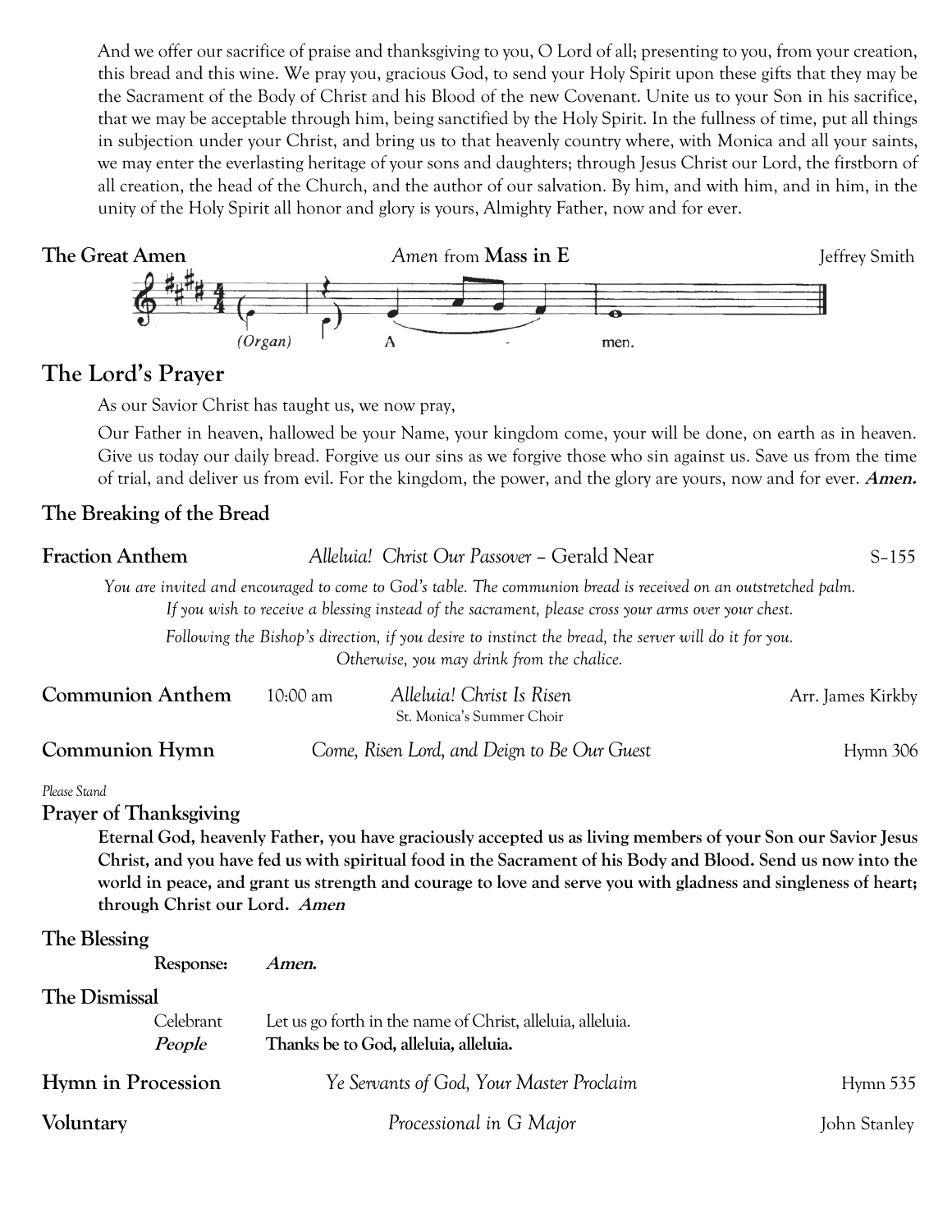And we offer our sacrifice of praise and thanksgiving to you, O Lord of all; presenting to you, from your creation, this bread and this wine. We pray you, gracious God, to send your Holy Spirit upon these gifts that they may be the Sacrament of the Body of Christ and his Blood of the new Covenant. Unite us to your Son in his sacrifice, that we may be acceptable through him, being sanctified by the Holy Spirit. In the fullness of time, put all things in subjection under your Christ, and bring us to that heavenly country where, with Monica and all your saints, we may enter the everlasting heritage of your sons and daughters; through Jesus Christ our Lord, the firstborn of all creation, the head of the Church, and the author of our salvation. By him, and with him, and in him, in the unity of the Holy Spirit all honor and glory is yours, Almighty Father, now and for ever.

**The Great Amen** — *Amen* from **Mass in E** — Jeffrey Smith

(Organ) A - men.

## The Lord's Prayer

As our Savior Christ has taught us, we now pray,

Our Father in heaven, hallowed be your Name, your kingdom come, your will be done, on earth as in heaven. Give us today our daily bread. Forgive us our sins as we forgive those who sin against us. Save us from the time of trial, and deliver us from evil. For the kingdom, the power, and the glory are yours, now and for ever. ***Amen.***

### The Breaking of the Bread

**Fraction Anthem** — *Alleluia! Christ Our Passover* – Gerald Near — S–155

*You are invited and encouraged to come to God's table. The communion bread is received on an outstretched palm. If you wish to receive a blessing instead of the sacrament, please cross your arms over your chest.*

*Following the Bishop's direction, if you desire to instinct the bread, the server will do it for you. Otherwise, you may drink from the chalice.*

**Communion Anthem** — 10:00 am — *Alleluia! Christ Is Risen* — Arr. James Kirkby
St. Monica's Summer Choir

**Communion Hymn** — *Come, Risen Lord, and Deign to Be Our Guest* — Hymn 306

*Please Stand*

**Prayer of Thanksgiving**

**Eternal God, heavenly Father, you have graciously accepted us as living members of your Son our Savior Jesus Christ, and you have fed us with spiritual food in the Sacrament of his Body and Blood. Send us now into the world in peace, and grant us strength and courage to love and serve you with gladness and singleness of heart; through Christ our Lord. *Amen***

**The Blessing**

**Response:** ***Amen.***

**The Dismissal**

Celebrant: Let us go forth in the name of Christ, alleluia, alleluia.
***People*:** **Thanks be to God, alleluia, alleluia.**

**Hymn in Procession** — *Ye Servants of God, Your Master Proclaim* — Hymn 535

**Voluntary** — *Processional in G Major* — John Stanley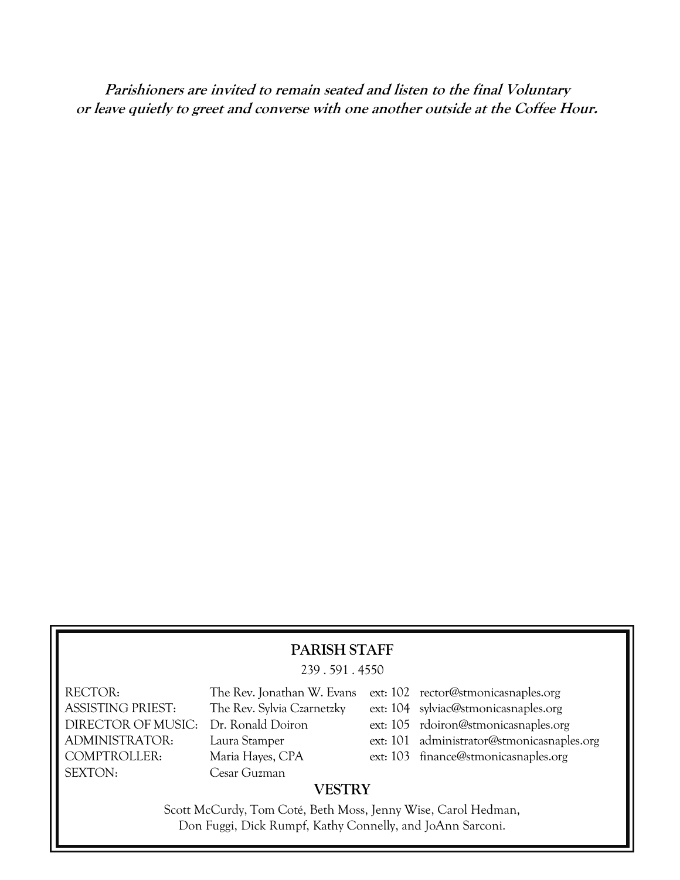***Parishioners are invited to remain seated and listen to the final Voluntary or leave quietly to greet and converse with one another outside at the Coffee Hour.***

## PARISH STAFF

239 . 591 . 4550

| | | | |
|---|---|---|---|
| RECTOR: | The Rev. Jonathan W. Evans | ext: 102 | rector@stmonicasnaples.org |
| ASSISTING PRIEST: | The Rev. Sylvia Czarnetzky | ext: 104 | sylviac@stmonicasnaples.org |
| DIRECTOR OF MUSIC: | Dr. Ronald Doiron | ext: 105 | rdoiron@stmonicasnaples.org |
| ADMINISTRATOR: | Laura Stamper | ext: 101 | administrator@stmonicasnaples.org |
| COMPTROLLER: | Maria Hayes, CPA | ext: 103 | finance@stmonicasnaples.org |
| SEXTON: | Cesar Guzman | | |

## VESTRY

Scott McCurdy, Tom Coté, Beth Moss, Jenny Wise, Carol Hedman, Don Fuggi, Dick Rumpf, Kathy Connelly, and JoAnn Sarconi.